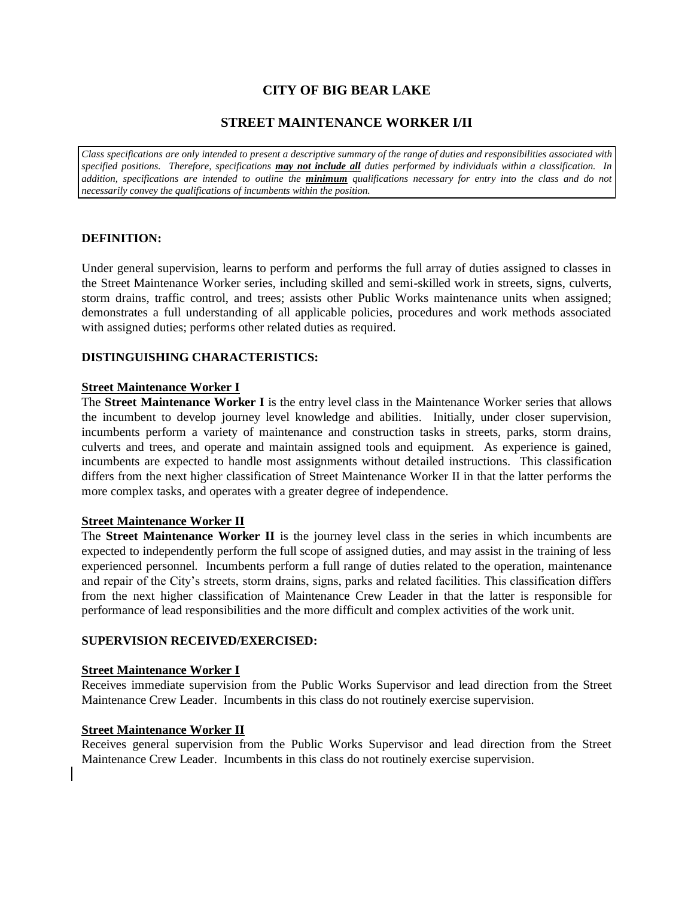# CITY OF BIG BEAR LAKE

## STREET MAINTENANCE WORKER I/II

*Class specifications are only intended to present a descriptive summary of the range of duties and responsibilities associated with specified positions. Therefore, specifications **may not include all** duties performed by individuals within a classification. In addition, specifications are intended to outline the **minimum** qualifications necessary for entry into the class and do not necessarily convey the qualifications of incumbents within the position.*

### DEFINITION:

Under general supervision, learns to perform and performs the full array of duties assigned to classes in the Street Maintenance Worker series, including skilled and semi-skilled work in streets, signs, culverts, storm drains, traffic control, and trees; assists other Public Works maintenance units when assigned; demonstrates a full understanding of all applicable policies, procedures and work methods associated with assigned duties; performs other related duties as required.

### DISTINGUISHING CHARACTERISTICS:

**Street Maintenance Worker I**

The **Street Maintenance Worker I** is the entry level class in the Maintenance Worker series that allows the incumbent to develop journey level knowledge and abilities. Initially, under closer supervision, incumbents perform a variety of maintenance and construction tasks in streets, parks, storm drains, culverts and trees, and operate and maintain assigned tools and equipment. As experience is gained, incumbents are expected to handle most assignments without detailed instructions. This classification differs from the next higher classification of Street Maintenance Worker II in that the latter performs the more complex tasks, and operates with a greater degree of independence.

**Street Maintenance Worker II**

The **Street Maintenance Worker II** is the journey level class in the series in which incumbents are expected to independently perform the full scope of assigned duties, and may assist in the training of less experienced personnel. Incumbents perform a full range of duties related to the operation, maintenance and repair of the City's streets, storm drains, signs, parks and related facilities. This classification differs from the next higher classification of Maintenance Crew Leader in that the latter is responsible for performance of lead responsibilities and the more difficult and complex activities of the work unit.

### SUPERVISION RECEIVED/EXERCISED:

**Street Maintenance Worker I**

Receives immediate supervision from the Public Works Supervisor and lead direction from the Street Maintenance Crew Leader. Incumbents in this class do not routinely exercise supervision.

**Street Maintenance Worker II**

Receives general supervision from the Public Works Supervisor and lead direction from the Street Maintenance Crew Leader. Incumbents in this class do not routinely exercise supervision.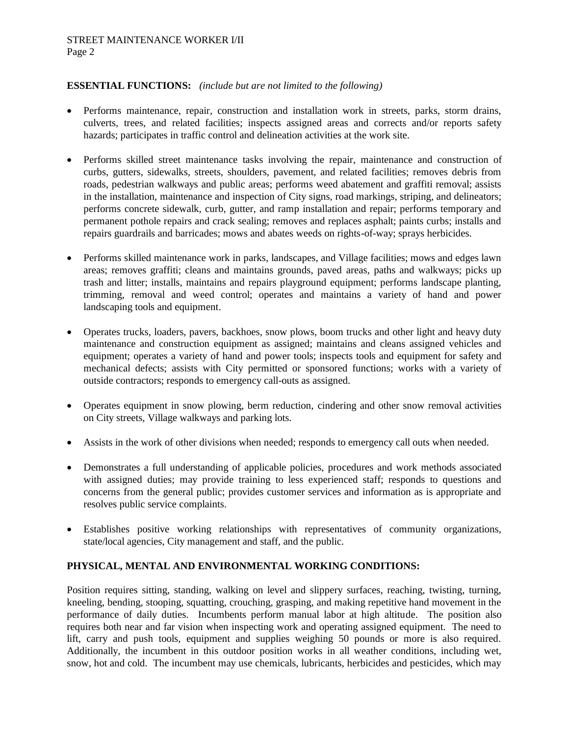**ESSENTIAL FUNCTIONS:** *(include but are not limited to the following)*

- Performs maintenance, repair, construction and installation work in streets, parks, storm drains, culverts, trees, and related facilities; inspects assigned areas and corrects and/or reports safety hazards; participates in traffic control and delineation activities at the work site.
- Performs skilled street maintenance tasks involving the repair, maintenance and construction of curbs, gutters, sidewalks, streets, shoulders, pavement, and related facilities; removes debris from roads, pedestrian walkways and public areas; performs weed abatement and graffiti removal; assists in the installation, maintenance and inspection of City signs, road markings, striping, and delineators; performs concrete sidewalk, curb, gutter, and ramp installation and repair; performs temporary and permanent pothole repairs and crack sealing; removes and replaces asphalt; paints curbs; installs and repairs guardrails and barricades; mows and abates weeds on rights-of-way; sprays herbicides.
- Performs skilled maintenance work in parks, landscapes, and Village facilities; mows and edges lawn areas; removes graffiti; cleans and maintains grounds, paved areas, paths and walkways; picks up trash and litter; installs, maintains and repairs playground equipment; performs landscape planting, trimming, removal and weed control; operates and maintains a variety of hand and power landscaping tools and equipment.
- Operates trucks, loaders, pavers, backhoes, snow plows, boom trucks and other light and heavy duty maintenance and construction equipment as assigned; maintains and cleans assigned vehicles and equipment; operates a variety of hand and power tools; inspects tools and equipment for safety and mechanical defects; assists with City permitted or sponsored functions; works with a variety of outside contractors; responds to emergency call-outs as assigned.
- Operates equipment in snow plowing, berm reduction, cindering and other snow removal activities on City streets, Village walkways and parking lots.
- Assists in the work of other divisions when needed; responds to emergency call outs when needed.
- Demonstrates a full understanding of applicable policies, procedures and work methods associated with assigned duties; may provide training to less experienced staff; responds to questions and concerns from the general public; provides customer services and information as is appropriate and resolves public service complaints.
- Establishes positive working relationships with representatives of community organizations, state/local agencies, City management and staff, and the public.

**PHYSICAL, MENTAL AND ENVIRONMENTAL WORKING CONDITIONS:**

Position requires sitting, standing, walking on level and slippery surfaces, reaching, twisting, turning, kneeling, bending, stooping, squatting, crouching, grasping, and making repetitive hand movement in the performance of daily duties. Incumbents perform manual labor at high altitude. The position also requires both near and far vision when inspecting work and operating assigned equipment. The need to lift, carry and push tools, equipment and supplies weighing 50 pounds or more is also required. Additionally, the incumbent in this outdoor position works in all weather conditions, including wet, snow, hot and cold. The incumbent may use chemicals, lubricants, herbicides and pesticides, which may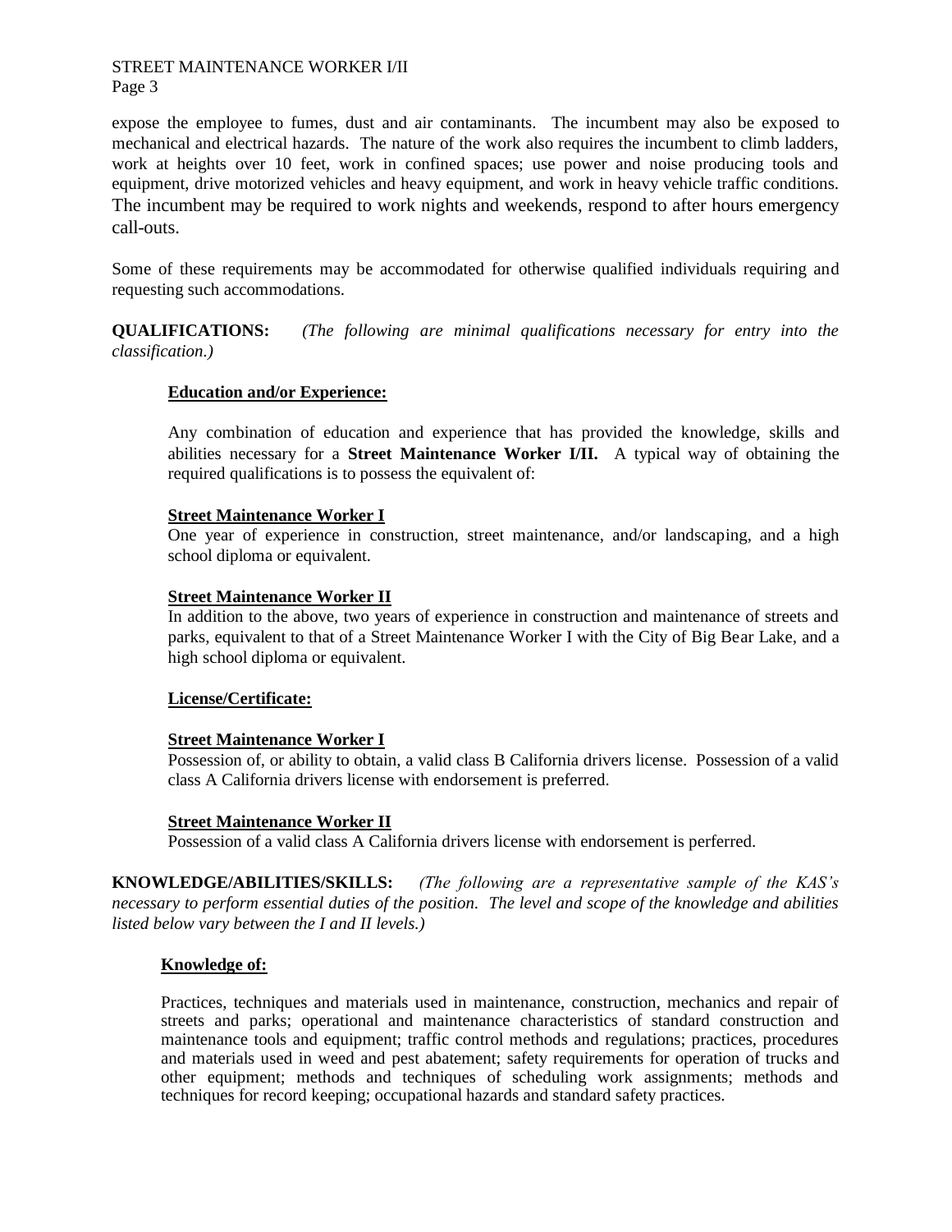expose the employee to fumes, dust and air contaminants. The incumbent may also be exposed to mechanical and electrical hazards. The nature of the work also requires the incumbent to climb ladders, work at heights over 10 feet, work in confined spaces; use power and noise producing tools and equipment, drive motorized vehicles and heavy equipment, and work in heavy vehicle traffic conditions. The incumbent may be required to work nights and weekends, respond to after hours emergency call-outs.

Some of these requirements may be accommodated for otherwise qualified individuals requiring and requesting such accommodations.

**QUALIFICATIONS:** *(The following are minimal qualifications necessary for entry into the classification.)*

**Education and/or Experience:**

Any combination of education and experience that has provided the knowledge, skills and abilities necessary for a **Street Maintenance Worker I/II.** A typical way of obtaining the required qualifications is to possess the equivalent of:

**Street Maintenance Worker I**
One year of experience in construction, street maintenance, and/or landscaping, and a high school diploma or equivalent.

**Street Maintenance Worker II**
In addition to the above, two years of experience in construction and maintenance of streets and parks, equivalent to that of a Street Maintenance Worker I with the City of Big Bear Lake, and a high school diploma or equivalent.

**License/Certificate:**

**Street Maintenance Worker I**
Possession of, or ability to obtain, a valid class B California drivers license. Possession of a valid class A California drivers license with endorsement is preferred.

**Street Maintenance Worker II**
Possession of a valid class A California drivers license with endorsement is perferred.

**KNOWLEDGE/ABILITIES/SKILLS:** *(The following are a representative sample of the KAS's necessary to perform essential duties of the position. The level and scope of the knowledge and abilities listed below vary between the I and II levels.)*

**Knowledge of:**

Practices, techniques and materials used in maintenance, construction, mechanics and repair of streets and parks; operational and maintenance characteristics of standard construction and maintenance tools and equipment; traffic control methods and regulations; practices, procedures and materials used in weed and pest abatement; safety requirements for operation of trucks and other equipment; methods and techniques of scheduling work assignments; methods and techniques for record keeping; occupational hazards and standard safety practices.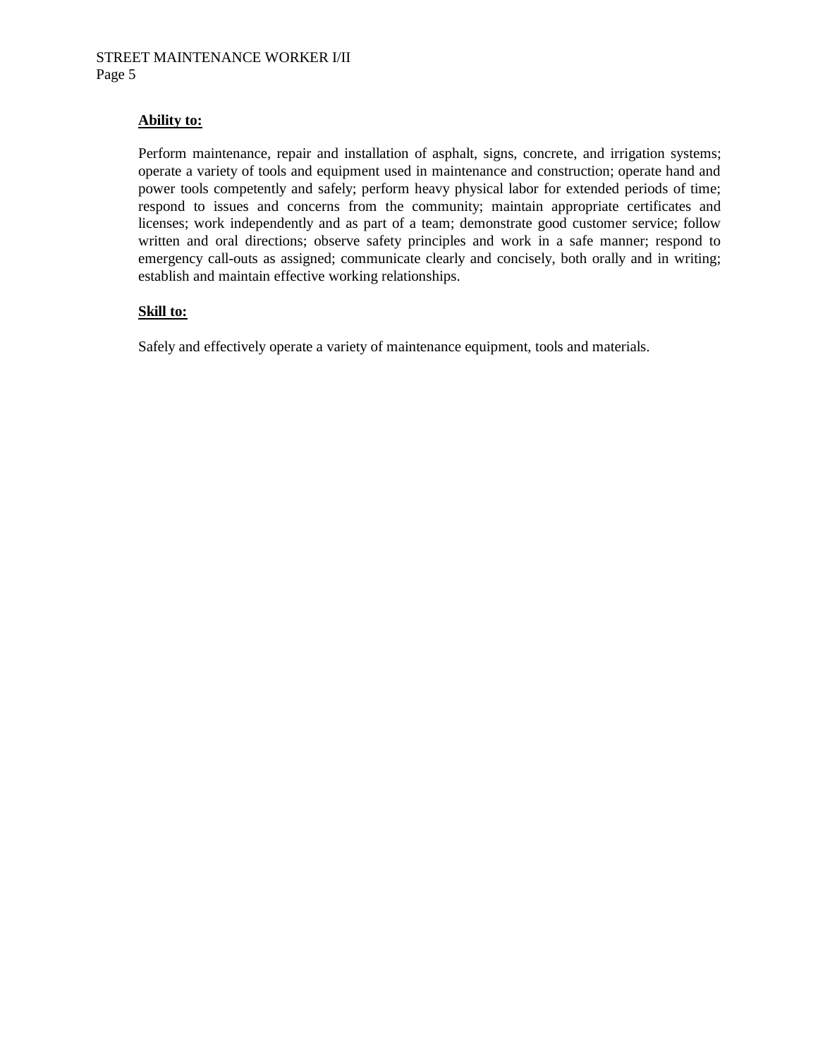**Ability to:**

Perform maintenance, repair and installation of asphalt, signs, concrete, and irrigation systems; operate a variety of tools and equipment used in maintenance and construction; operate hand and power tools competently and safely; perform heavy physical labor for extended periods of time; respond to issues and concerns from the community; maintain appropriate certificates and licenses; work independently and as part of a team; demonstrate good customer service; follow written and oral directions; observe safety principles and work in a safe manner; respond to emergency call-outs as assigned; communicate clearly and concisely, both orally and in writing; establish and maintain effective working relationships.

**Skill to:**

Safely and effectively operate a variety of maintenance equipment, tools and materials.